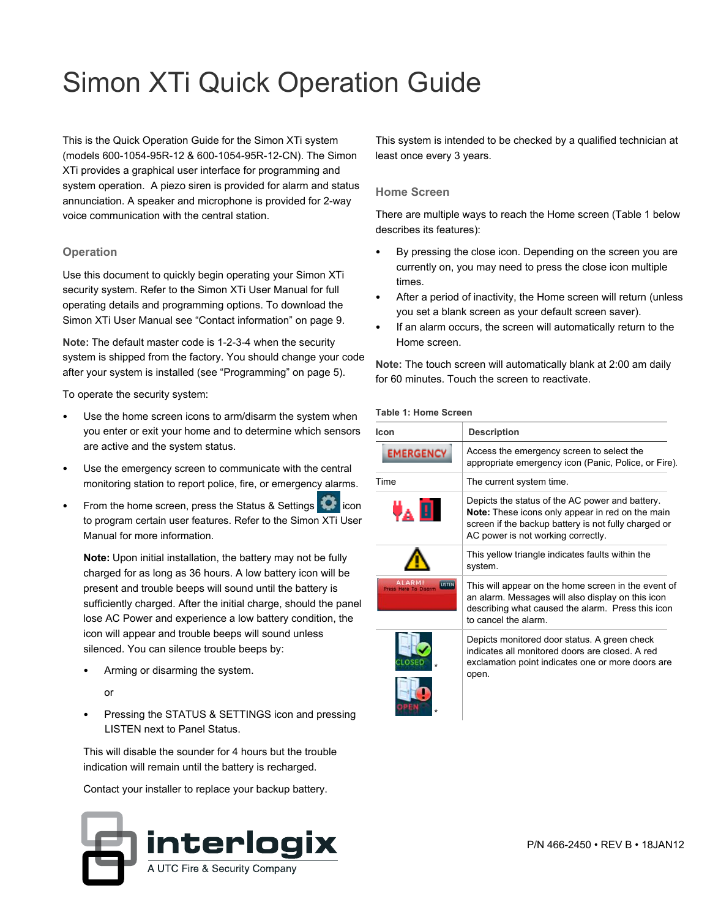# Simon XTi Quick Operation Guide

This is the Quick Operation Guide for the Simon XTi system (models 600-1054-95R-12 & 600-1054-95R-12-CN). The Simon XTi provides a graphical user interface for programming and system operation. A piezo siren is provided for alarm and status annunciation. A speaker and microphone is provided for 2-way voice communication with the central station.

## Operation

Use this document to quickly begin operating your Simon XTi security system. Refer to the Simon XTi User Manual for full operating details and programming options. To download the Simon XTi User Manual see "Contact information" on page 9.

**Note:** The default master code is 1-2-3-4 when the security system is shipped from the factory. You should change your code after your system is installed (see "Programming" on page 5).

To operate the security system:

- Use the home screen icons to arm/disarm the system when you enter or exit your home and to determine which sensors are active and the system status.
- Use the emergency screen to communicate with the central monitoring station to report police, fire, or emergency alarms.
- From the home screen, press the Status & Settings icon to program certain user features. Refer to the Simon XTi User Manual for more information.

  **Note:** Upon initial installation, the battery may not be fully charged for as long as 36 hours. A low battery icon will be present and trouble beeps will sound until the battery is sufficiently charged. After the initial charge, should the panel lose AC Power and experience a low battery condition, the icon will appear and trouble beeps will sound unless silenced. You can silence trouble beeps by:

  - Arming or disarming the system.

    or

  - Pressing the STATUS & SETTINGS icon and pressing LISTEN next to Panel Status.

  This will disable the sounder for 4 hours but the trouble indication will remain until the battery is recharged.

  Contact your installer to replace your backup battery.

This system is intended to be checked by a qualified technician at least once every 3 years.

## Home Screen

There are multiple ways to reach the Home screen (Table 1 below describes its features):

- By pressing the close icon. Depending on the screen you are currently on, you may need to press the close icon multiple times.
- After a period of inactivity, the Home screen will return (unless you set a blank screen as your default screen saver).
- If an alarm occurs, the screen will automatically return to the Home screen.

**Note:** The touch screen will automatically blank at 2:00 am daily for 60 minutes. Touch the screen to reactivate.

**Table 1: Home Screen**

| Icon | Description |
| --- | --- |
| EMERGENCY | Access the emergency screen to select the appropriate emergency icon (Panic, Police, or Fire). |
| Time | The current system time. |
| | Depicts the status of the AC power and battery. **Note:** These icons only appear in red on the main screen if the backup battery is not fully charged or AC power is not working correctly. |
| | This yellow triangle indicates faults within the system. |
| ALARM! Press Here To Disarm / LISTEN | This will appear on the home screen in the event of an alarm. Messages will also display on this icon describing what caused the alarm. Press this icon to cancel the alarm. |
| CLOSED * <br> OPEN * | Depicts monitored door status. A green check indicates all monitored doors are closed. A red exclamation point indicates one or more doors are open. |

P/N 466-2450 • REV B • 18JAN12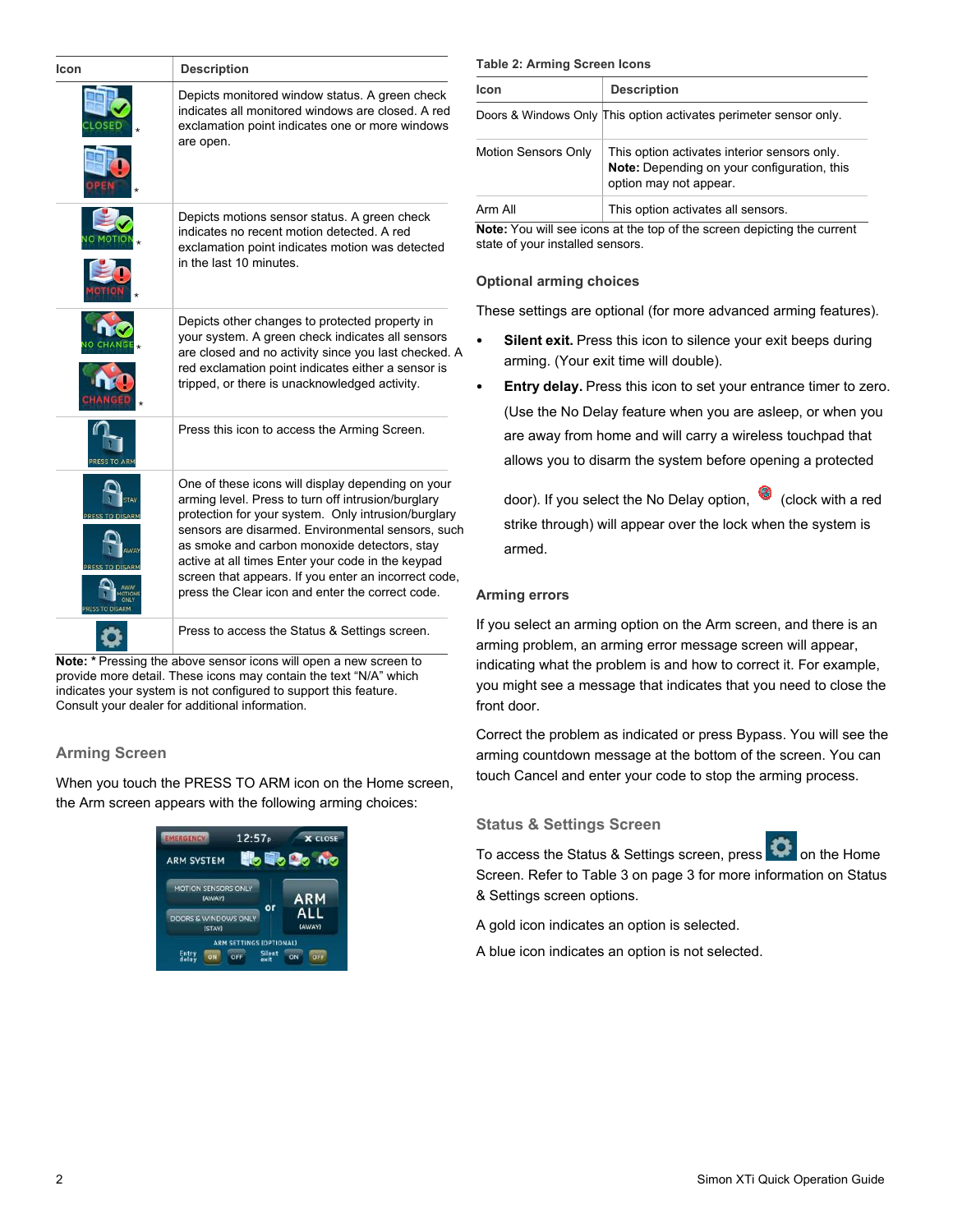| Icon | Description |
| --- | --- |
| CLOSED * / OPEN * | Depicts monitored window status. A green check indicates all monitored windows are closed. A red exclamation point indicates one or more windows are open. |
| NO MOTION * / MOTION * | Depicts motions sensor status. A green check indicates no recent motion detected. A red exclamation point indicates motion was detected in the last 10 minutes. |
| NO CHANGE * / CHANGED * | Depicts other changes to protected property in your system. A green check indicates all sensors are closed and no activity since you last checked. A red exclamation point indicates either a sensor is tripped, or there is unacknowledged activity. |
| PRESS TO ARM | Press this icon to access the Arming Screen. |
| STAY PRESS TO DISARM / AWAY PRESS TO DISARM / AWAY MOTIONS ONLY PRESS TO DISARM | One of these icons will display depending on your arming level. Press to turn off intrusion/burglary protection for your system. Only intrusion/burglary sensors are disarmed. Environmental sensors, such as smoke and carbon monoxide detectors, stay active at all times Enter your code in the keypad screen that appears. If you enter an incorrect code, press the Clear icon and enter the correct code. |
| (settings icon) | Press to access the Status & Settings screen. |

**Note:** * Pressing the above sensor icons will open a new screen to provide more detail. These icons may contain the text “N/A” which indicates your system is not configured to support this feature. Consult your dealer for additional information.

## Arming Screen

When you touch the PRESS TO ARM icon on the Home screen, the Arm screen appears with the following arming choices:

**Table 2: Arming Screen Icons**

| Icon | Description |
| --- | --- |
| Doors & Windows Only | This option activates perimeter sensor only. |
| Motion Sensors Only | This option activates interior sensors only. **Note:** Depending on your configuration, this option may not appear. |
| Arm All | This option activates all sensors. |

**Note:** You will see icons at the top of the screen depicting the current state of your installed sensors.

### Optional arming choices

These settings are optional (for more advanced arming features).

- **Silent exit.** Press this icon to silence your exit beeps during arming. (Your exit time will double).
- **Entry delay.** Press this icon to set your entrance timer to zero. (Use the No Delay feature when you are asleep, or when you are away from home and will carry a wireless touchpad that allows you to disarm the system before opening a protected door). If you select the No Delay option, (clock with a red strike through) will appear over the lock when the system is armed.

### Arming errors

If you select an arming option on the Arm screen, and there is an arming problem, an arming error message screen will appear, indicating what the problem is and how to correct it. For example, you might see a message that indicates that you need to close the front door.

Correct the problem as indicated or press Bypass. You will see the arming countdown message at the bottom of the screen. You can touch Cancel and enter your code to stop the arming process.

## Status & Settings Screen

To access the Status & Settings screen, press on the Home Screen. Refer to Table 3 on page 3 for more information on Status & Settings screen options.

A gold icon indicates an option is selected.

A blue icon indicates an option is not selected.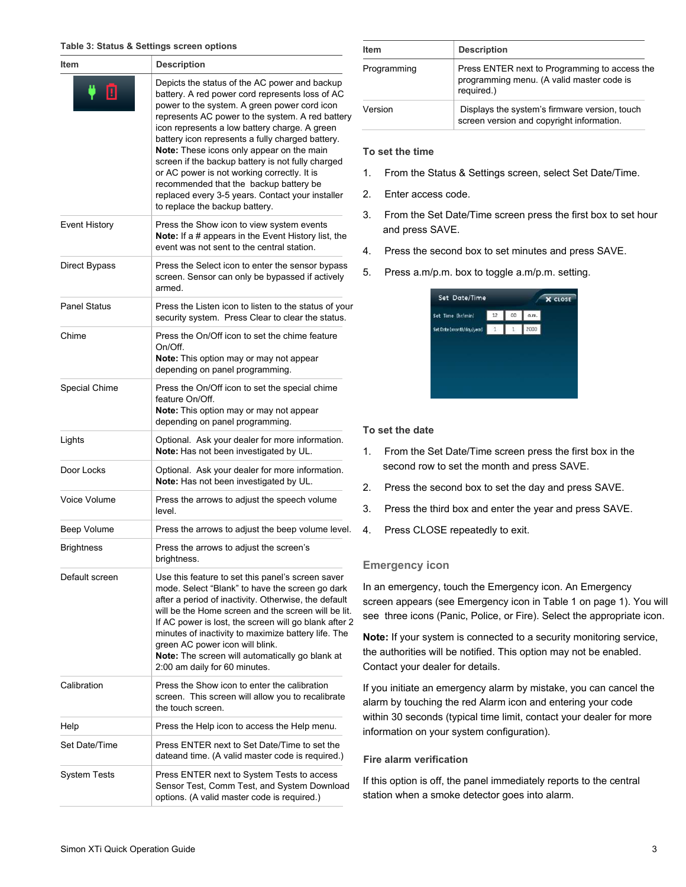**Table 3: Status & Settings screen options**

| Item | Description |
|---|---|
| | Depicts the status of the AC power and backup battery. A red power cord represents loss of AC power to the system. A green power cord icon represents AC power to the system. A red battery icon represents a low battery charge. A green battery icon represents a fully charged battery. **Note:** These icons only appear on the main screen if the backup battery is not fully charged or AC power is not working correctly. It is recommended that the backup battery be replaced every 3-5 years. Contact your installer to replace the backup battery. |
| Event History | Press the Show icon to view system events **Note:** If a # appears in the Event History list, the event was not sent to the central station. |
| Direct Bypass | Press the Select icon to enter the sensor bypass screen. Sensor can only be bypassed if actively armed. |
| Panel Status | Press the Listen icon to listen to the status of your security system. Press Clear to clear the status. |
| Chime | Press the On/Off icon to set the chime feature On/Off. **Note:** This option may or may not appear depending on panel programming. |
| Special Chime | Press the On/Off icon to set the special chime feature On/Off. **Note:** This option may or may not appear depending on panel programming. |
| Lights | Optional. Ask your dealer for more information. **Note:** Has not been investigated by UL. |
| Door Locks | Optional. Ask your dealer for more information. **Note:** Has not been investigated by UL. |
| Voice Volume | Press the arrows to adjust the speech volume level. |
| Beep Volume | Press the arrows to adjust the beep volume level. |
| Brightness | Press the arrows to adjust the screen's brightness. |
| Default screen | Use this feature to set this panel's screen saver mode. Select "Blank" to have the screen go dark after a period of inactivity. Otherwise, the default will be the Home screen and the screen will be lit. If AC power is lost, the screen will go blank after 2 minutes of inactivity to maximize battery life. The green AC power icon will blink. **Note:** The screen will automatically go blank at 2:00 am daily for 60 minutes. |
| Calibration | Press the Show icon to enter the calibration screen. This screen will allow you to recalibrate the touch screen. |
| Help | Press the Help icon to access the Help menu. |
| Set Date/Time | Press ENTER next to Set Date/Time to set the dateand time. (A valid master code is required.) |
| System Tests | Press ENTER next to System Tests to access Sensor Test, Comm Test, and System Download options. (A valid master code is required.) |
| Programming | Press ENTER next to Programming to access the programming menu. (A valid master code is required.) |
| Version | Displays the system's firmware version, touch screen version and copyright information. |

### To set the time

1. From the Status & Settings screen, select Set Date/Time.
2. Enter access code.
3. From the Set Date/Time screen press the first box to set hour and press SAVE.
4. Press the second box to set minutes and press SAVE.
5. Press a.m/p.m. box to toggle a.m/p.m. setting.

### To set the date

1. From the Set Date/Time screen press the first box in the second row to set the month and press SAVE.
2. Press the second box to set the day and press SAVE.
3. Press the third box and enter the year and press SAVE.
4. Press CLOSE repeatedly to exit.

## Emergency icon

In an emergency, touch the Emergency icon. An Emergency screen appears (see Emergency icon in Table 1 on page 1). You will see three icons (Panic, Police, or Fire). Select the appropriate icon.

**Note:** If your system is connected to a security monitoring service, the authorities will be notified. This option may not be enabled. Contact your dealer for details.

If you initiate an emergency alarm by mistake, you can cancel the alarm by touching the red Alarm icon and entering your code within 30 seconds (typical time limit, contact your dealer for more information on your system configuration).

### Fire alarm verification

If this option is off, the panel immediately reports to the central station when a smoke detector goes into alarm.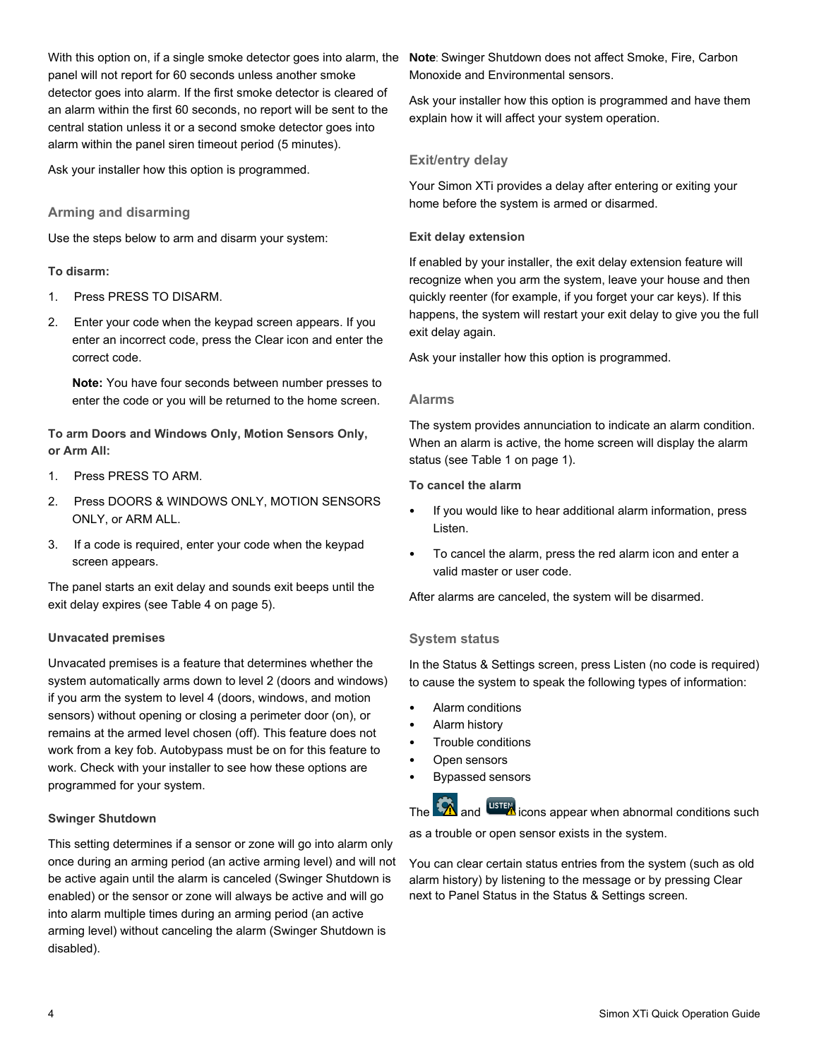With this option on, if a single smoke detector goes into alarm, the panel will not report for 60 seconds unless another smoke detector goes into alarm. If the first smoke detector is cleared of an alarm within the first 60 seconds, no report will be sent to the central station unless it or a second smoke detector goes into alarm within the panel siren timeout period (5 minutes).

Ask your installer how this option is programmed.

## Arming and disarming

Use the steps below to arm and disarm your system:

**To disarm:**

1. Press PRESS TO DISARM.
2. Enter your code when the keypad screen appears. If you enter an incorrect code, press the Clear icon and enter the correct code.

   **Note:** You have four seconds between number presses to enter the code or you will be returned to the home screen.

**To arm Doors and Windows Only, Motion Sensors Only, or Arm All:**

1. Press PRESS TO ARM.
2. Press DOORS & WINDOWS ONLY, MOTION SENSORS ONLY, or ARM ALL.
3. If a code is required, enter your code when the keypad screen appears.

The panel starts an exit delay and sounds exit beeps until the exit delay expires (see Table 4 on page 5).

### Unvacated premises

Unvacated premises is a feature that determines whether the system automatically arms down to level 2 (doors and windows) if you arm the system to level 4 (doors, windows, and motion sensors) without opening or closing a perimeter door (on), or remains at the armed level chosen (off). This feature does not work from a key fob. Autobypass must be on for this feature to work. Check with your installer to see how these options are programmed for your system.

### Swinger Shutdown

This setting determines if a sensor or zone will go into alarm only once during an arming period (an active arming level) and will not be active again until the alarm is canceled (Swinger Shutdown is enabled) or the sensor or zone will always be active and will go into alarm multiple times during an arming period (an active arming level) without canceling the alarm (Swinger Shutdown is disabled).

**Note**: Swinger Shutdown does not affect Smoke, Fire, Carbon Monoxide and Environmental sensors.

Ask your installer how this option is programmed and have them explain how it will affect your system operation.

## Exit/entry delay

Your Simon XTi provides a delay after entering or exiting your home before the system is armed or disarmed.

### Exit delay extension

If enabled by your installer, the exit delay extension feature will recognize when you arm the system, leave your house and then quickly reenter (for example, if you forget your car keys). If this happens, the system will restart your exit delay to give you the full exit delay again.

Ask your installer how this option is programmed.

## Alarms

The system provides annunciation to indicate an alarm condition. When an alarm is active, the home screen will display the alarm status (see Table 1 on page 1).

**To cancel the alarm**

- If you would like to hear additional alarm information, press Listen.
- To cancel the alarm, press the red alarm icon and enter a valid master or user code.

After alarms are canceled, the system will be disarmed.

## System status

In the Status & Settings screen, press Listen (no code is required) to cause the system to speak the following types of information:

- Alarm conditions
- Alarm history
- Trouble conditions
- Open sensors
- Bypassed sensors

The and icons appear when abnormal conditions such as a trouble or open sensor exists in the system.

You can clear certain status entries from the system (such as old alarm history) by listening to the message or by pressing Clear next to Panel Status in the Status & Settings screen.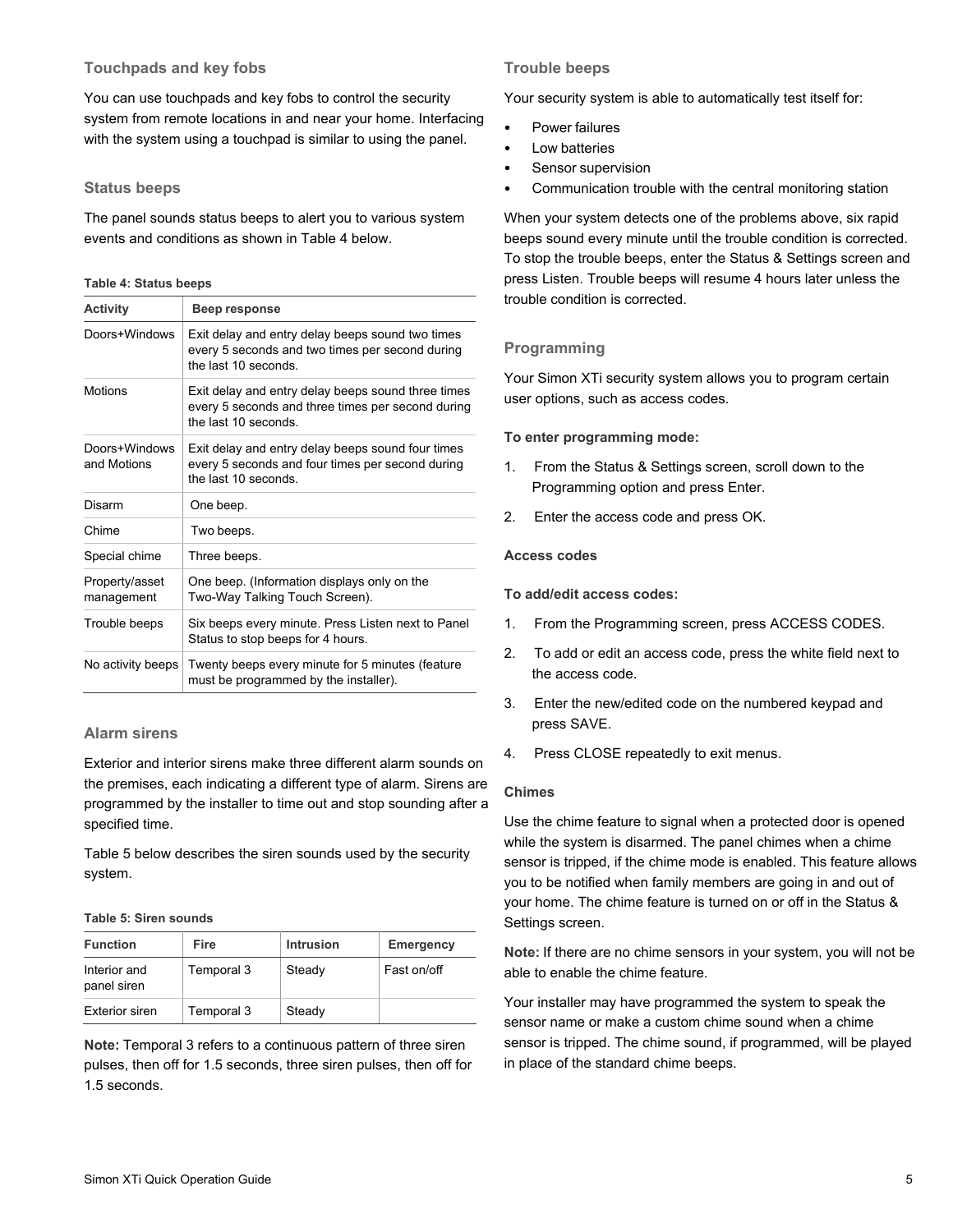### Touchpads and key fobs

You can use touchpads and key fobs to control the security system from remote locations in and near your home. Interfacing with the system using a touchpad is similar to using the panel.

### Status beeps

The panel sounds status beeps to alert you to various system events and conditions as shown in Table 4 below.

**Table 4: Status beeps**

| Activity | Beep response |
| --- | --- |
| Doors+Windows | Exit delay and entry delay beeps sound two times every 5 seconds and two times per second during the last 10 seconds. |
| Motions | Exit delay and entry delay beeps sound three times every 5 seconds and three times per second during the last 10 seconds. |
| Doors+Windows and Motions | Exit delay and entry delay beeps sound four times every 5 seconds and four times per second during the last 10 seconds. |
| Disarm | One beep. |
| Chime | Two beeps. |
| Special chime | Three beeps. |
| Property/asset management | One beep. (Information displays only on the Two-Way Talking Touch Screen). |
| Trouble beeps | Six beeps every minute. Press Listen next to Panel Status to stop beeps for 4 hours. |
| No activity beeps | Twenty beeps every minute for 5 minutes (feature must be programmed by the installer). |

### Alarm sirens

Exterior and interior sirens make three different alarm sounds on the premises, each indicating a different type of alarm. Sirens are programmed by the installer to time out and stop sounding after a specified time.

Table 5 below describes the siren sounds used by the security system.

**Table 5: Siren sounds**

| Function | Fire | Intrusion | Emergency |
| --- | --- | --- | --- |
| Interior and panel siren | Temporal 3 | Steady | Fast on/off |
| Exterior siren | Temporal 3 | Steady | |

**Note:** Temporal 3 refers to a continuous pattern of three siren pulses, then off for 1.5 seconds, three siren pulses, then off for 1.5 seconds.

### Trouble beeps

Your security system is able to automatically test itself for:

- Power failures
- Low batteries
- Sensor supervision
- Communication trouble with the central monitoring station

When your system detects one of the problems above, six rapid beeps sound every minute until the trouble condition is corrected. To stop the trouble beeps, enter the Status & Settings screen and press Listen. Trouble beeps will resume 4 hours later unless the trouble condition is corrected.

### Programming

Your Simon XTi security system allows you to program certain user options, such as access codes.

**To enter programming mode:**

1. From the Status & Settings screen, scroll down to the Programming option and press Enter.
2. Enter the access code and press OK.

**Access codes**

**To add/edit access codes:**

1. From the Programming screen, press ACCESS CODES.
2. To add or edit an access code, press the white field next to the access code.
3. Enter the new/edited code on the numbered keypad and press SAVE.
4. Press CLOSE repeatedly to exit menus.

**Chimes**

Use the chime feature to signal when a protected door is opened while the system is disarmed. The panel chimes when a chime sensor is tripped, if the chime mode is enabled. This feature allows you to be notified when family members are going in and out of your home. The chime feature is turned on or off in the Status & Settings screen.

**Note:** If there are no chime sensors in your system, you will not be able to enable the chime feature.

Your installer may have programmed the system to speak the sensor name or make a custom chime sound when a chime sensor is tripped. The chime sound, if programmed, will be played in place of the standard chime beeps.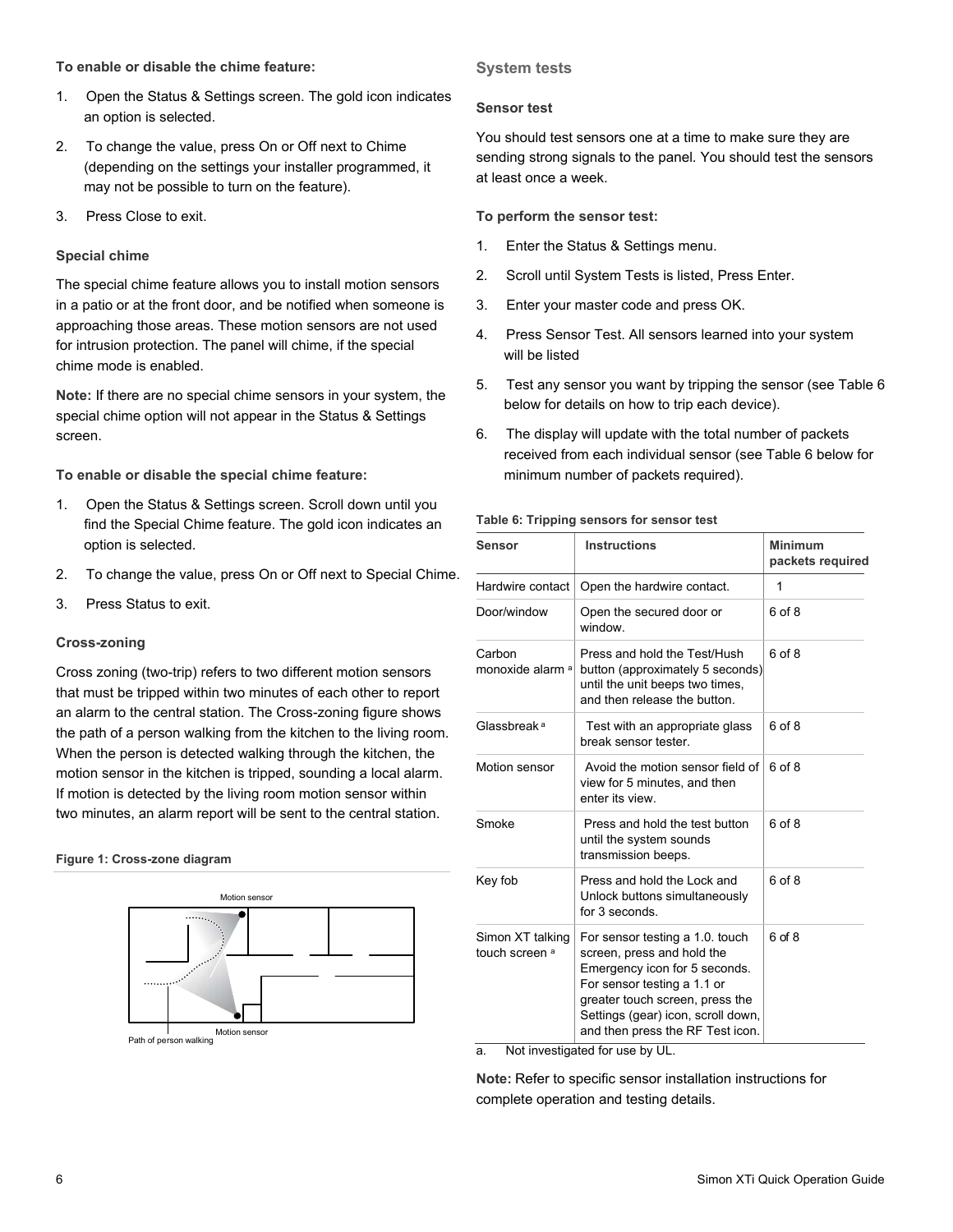**To enable or disable the chime feature:**

1. Open the Status & Settings screen. The gold icon indicates an option is selected.
2. To change the value, press On or Off next to Chime (depending on the settings your installer programmed, it may not be possible to turn on the feature).
3. Press Close to exit.

### Special chime

The special chime feature allows you to install motion sensors in a patio or at the front door, and be notified when someone is approaching those areas. These motion sensors are not used for intrusion protection. The panel will chime, if the special chime mode is enabled.

**Note:** If there are no special chime sensors in your system, the special chime option will not appear in the Status & Settings screen.

**To enable or disable the special chime feature:**

1. Open the Status & Settings screen. Scroll down until you find the Special Chime feature. The gold icon indicates an option is selected.
2. To change the value, press On or Off next to Special Chime.
3. Press Status to exit.

### Cross-zoning

Cross zoning (two-trip) refers to two different motion sensors that must be tripped within two minutes of each other to report an alarm to the central station. The Cross-zoning figure shows the path of a person walking from the kitchen to the living room. When the person is detected walking through the kitchen, the motion sensor in the kitchen is tripped, sounding a local alarm. If motion is detected by the living room motion sensor within two minutes, an alarm report will be sent to the central station.

**Figure 1: Cross-zone diagram**

Motion sensor

Motion sensor

Path of person walking

## System tests

### Sensor test

You should test sensors one at a time to make sure they are sending strong signals to the panel. You should test the sensors at least once a week.

**To perform the sensor test:**

1. Enter the Status & Settings menu.
2. Scroll until System Tests is listed, Press Enter.
3. Enter your master code and press OK.
4. Press Sensor Test. All sensors learned into your system will be listed
5. Test any sensor you want by tripping the sensor (see Table 6 below for details on how to trip each device).
6. The display will update with the total number of packets received from each individual sensor (see Table 6 below for minimum number of packets required).

**Table 6: Tripping sensors for sensor test**

| Sensor | Instructions | Minimum packets required |
|---|---|---|
| Hardwire contact | Open the hardwire contact. | 1 |
| Door/window | Open the secured door or window. | 6 of 8 |
| Carbon monoxide alarm [a] | Press and hold the Test/Hush button (approximately 5 seconds) until the unit beeps two times, and then release the button. | 6 of 8 |
| Glassbreak [a] | Test with an appropriate glass break sensor tester. | 6 of 8 |
| Motion sensor | Avoid the motion sensor field of view for 5 minutes, and then enter its view. | 6 of 8 |
| Smoke | Press and hold the test button until the system sounds transmission beeps. | 6 of 8 |
| Key fob | Press and hold the Lock and Unlock buttons simultaneously for 3 seconds. | 6 of 8 |
| Simon XT talking touch screen [a] | For sensor testing a 1.0. touch screen, press and hold the Emergency icon for 5 seconds. For sensor testing a 1.1 or greater touch screen, press the Settings (gear) icon, scroll down, and then press the RF Test icon. | 6 of 8 |

a. Not investigated for use by UL.

**Note:** Refer to specific sensor installation instructions for complete operation and testing details.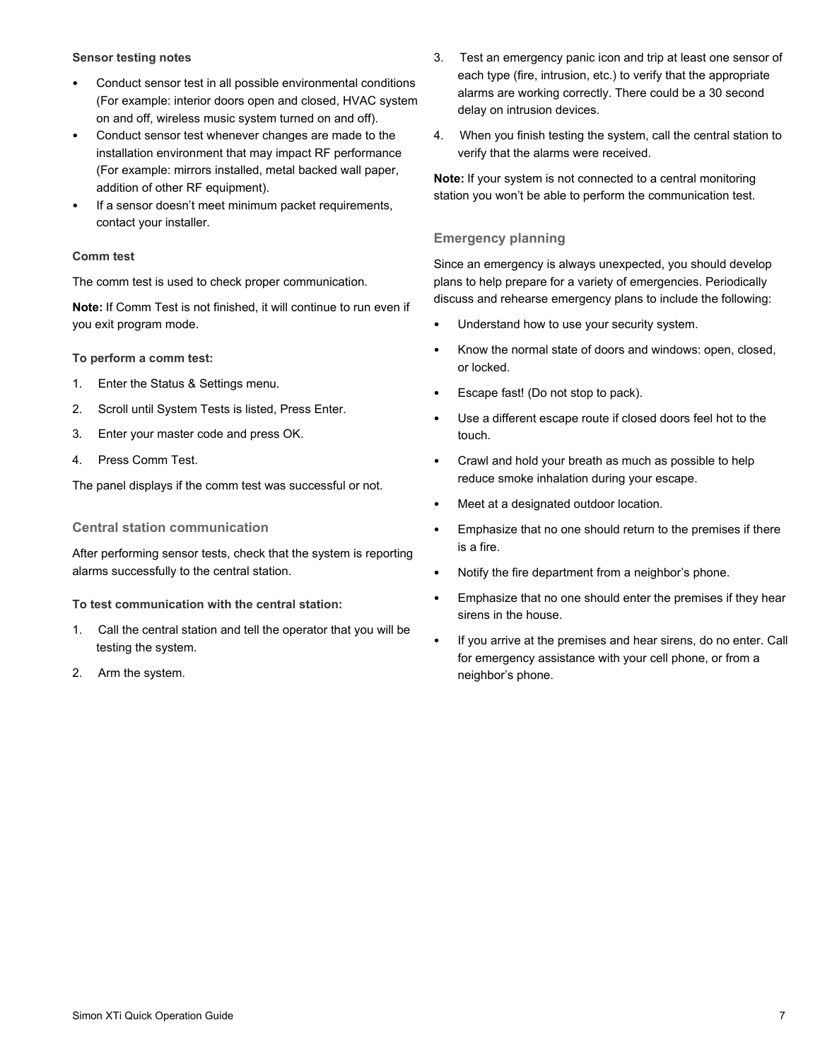**Sensor testing notes**

- Conduct sensor test in all possible environmental conditions (For example: interior doors open and closed, HVAC system on and off, wireless music system turned on and off).
- Conduct sensor test whenever changes are made to the installation environment that may impact RF performance (For example: mirrors installed, metal backed wall paper, addition of other RF equipment).
- If a sensor doesn’t meet minimum packet requirements, contact your installer.

**Comm test**

The comm test is used to check proper communication.

**Note:** If Comm Test is not finished, it will continue to run even if you exit program mode.

**To perform a comm test:**

1. Enter the Status & Settings menu.
2. Scroll until System Tests is listed, Press Enter.
3. Enter your master code and press OK.
4. Press Comm Test.

The panel displays if the comm test was successful or not.

## Central station communication

After performing sensor tests, check that the system is reporting alarms successfully to the central station.

**To test communication with the central station:**

1. Call the central station and tell the operator that you will be testing the system.
2. Arm the system.
3. Test an emergency panic icon and trip at least one sensor of each type (fire, intrusion, etc.) to verify that the appropriate alarms are working correctly. There could be a 30 second delay on intrusion devices.
4. When you finish testing the system, call the central station to verify that the alarms were received.

**Note:** If your system is not connected to a central monitoring station you won’t be able to perform the communication test.

## Emergency planning

Since an emergency is always unexpected, you should develop plans to help prepare for a variety of emergencies. Periodically discuss and rehearse emergency plans to include the following:

- Understand how to use your security system.
- Know the normal state of doors and windows: open, closed, or locked.
- Escape fast! (Do not stop to pack).
- Use a different escape route if closed doors feel hot to the touch.
- Crawl and hold your breath as much as possible to help reduce smoke inhalation during your escape.
- Meet at a designated outdoor location.
- Emphasize that no one should return to the premises if there is a fire.
- Notify the fire department from a neighbor’s phone.
- Emphasize that no one should enter the premises if they hear sirens in the house.
- If you arrive at the premises and hear sirens, do no enter. Call for emergency assistance with your cell phone, or from a neighbor’s phone.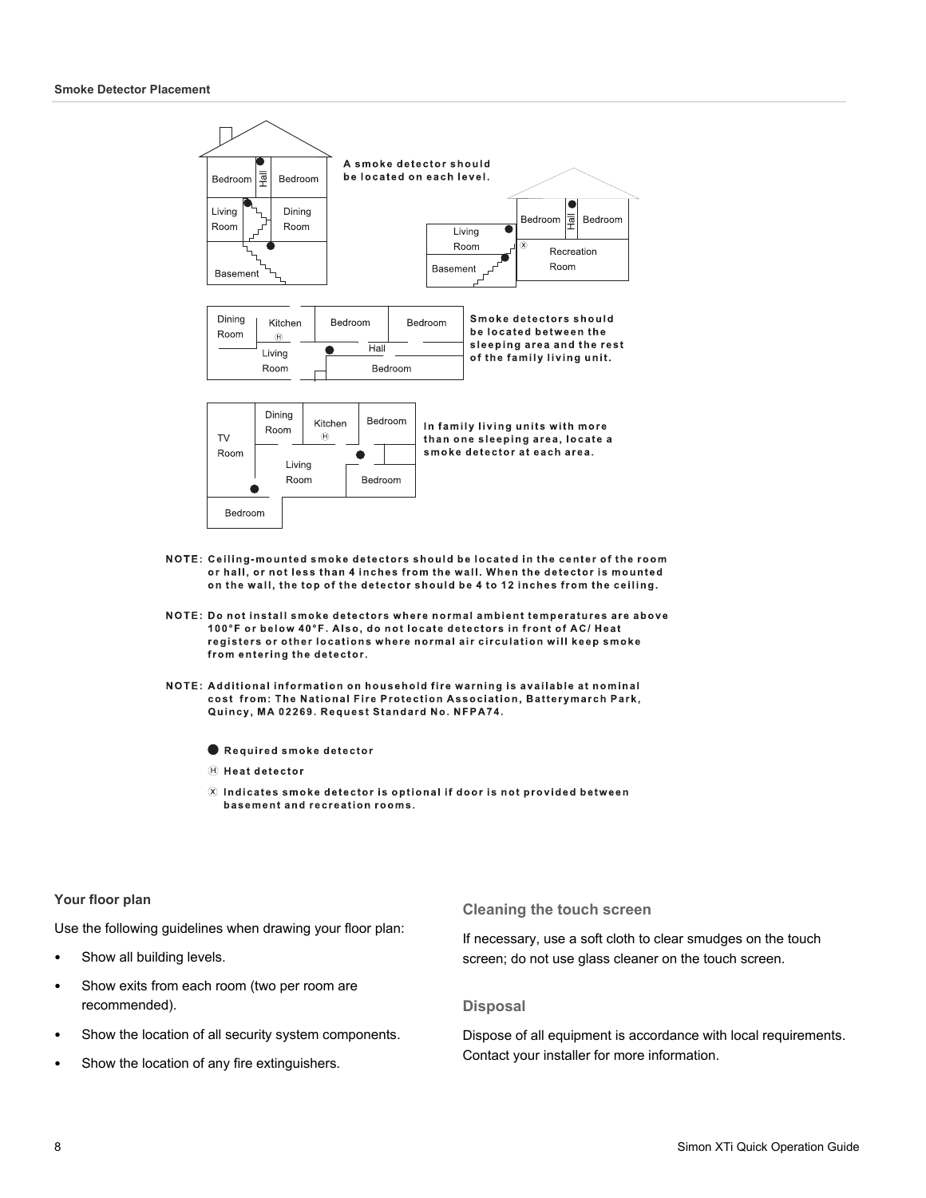**Smoke Detector Placement**

A smoke detector should be located on each level.

Smoke detectors should be located between the sleeping area and the rest of the family living unit.

In family living units with more than one sleeping area, locate a smoke detector at each area.

NOTE: Ceiling-mounted smoke detectors should be located in the center of the room or hall, or not less than 4 inches from the wall. When the detector is mounted on the wall, the top of the detector should be 4 to 12 inches from the ceiling.

NOTE: Do not install smoke detectors where normal ambient temperatures are above 100°F or below 40°F. Also, do not locate detectors in front of AC/ Heat registers or other locations where normal air circulation will keep smoke from entering the detector.

NOTE: Additional information on household fire warning is available at nominal cost from: The National Fire Protection Association, Batterymarch Park, Quincy, MA 02269. Request Standard No. NFPA74.

● Required smoke detector

Ⓗ Heat detector

ⓧ Indicates smoke detector is optional if door is not provided between basement and recreation rooms.

**Your floor plan**

Use the following guidelines when drawing your floor plan:

- Show all building levels.
- Show exits from each room (two per room are recommended).
- Show the location of all security system components.
- Show the location of any fire extinguishers.

### Cleaning the touch screen

If necessary, use a soft cloth to clear smudges on the touch screen; do not use glass cleaner on the touch screen.

### Disposal

Dispose of all equipment is accordance with local requirements. Contact your installer for more information.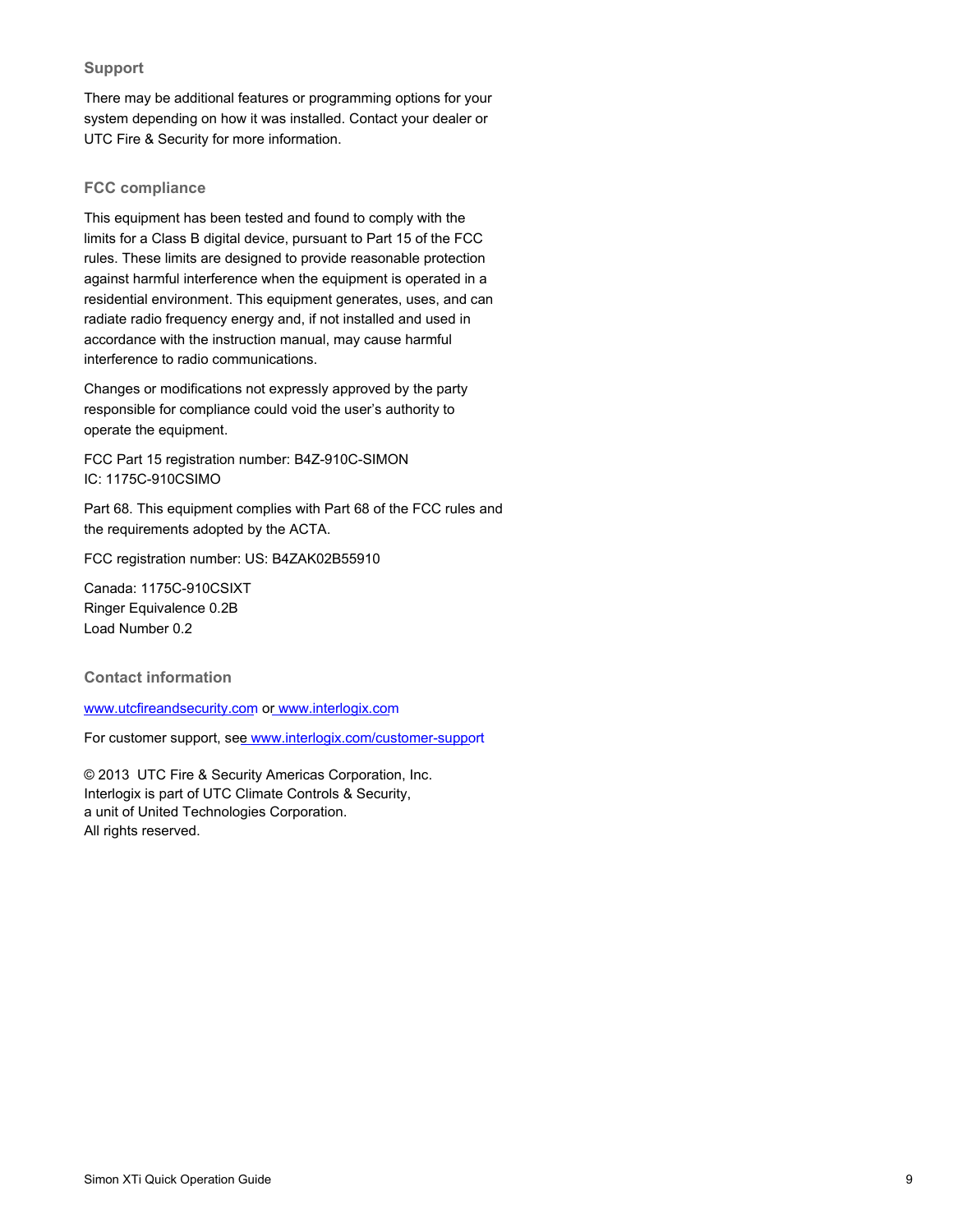## Support

There may be additional features or programming options for your system depending on how it was installed. Contact your dealer or UTC Fire & Security for more information.

## FCC compliance

This equipment has been tested and found to comply with the limits for a Class B digital device, pursuant to Part 15 of the FCC rules. These limits are designed to provide reasonable protection against harmful interference when the equipment is operated in a residential environment. This equipment generates, uses, and can radiate radio frequency energy and, if not installed and used in accordance with the instruction manual, may cause harmful interference to radio communications.

Changes or modifications not expressly approved by the party responsible for compliance could void the user's authority to operate the equipment.

FCC Part 15 registration number: B4Z-910C-SIMON
IC: 1175C-910CSIMO

Part 68. This equipment complies with Part 68 of the FCC rules and the requirements adopted by the ACTA.

FCC registration number: US: B4ZAK02B55910

Canada: 1175C-910CSIXT
Ringer Equivalence 0.2B
Load Number 0.2

## Contact information

www.utcfireandsecurity.com or www.interlogix.com

For customer support, see www.interlogix.com/customer-support

© 2013 UTC Fire & Security Americas Corporation, Inc.
Interlogix is part of UTC Climate Controls & Security,
a unit of United Technologies Corporation.
All rights reserved.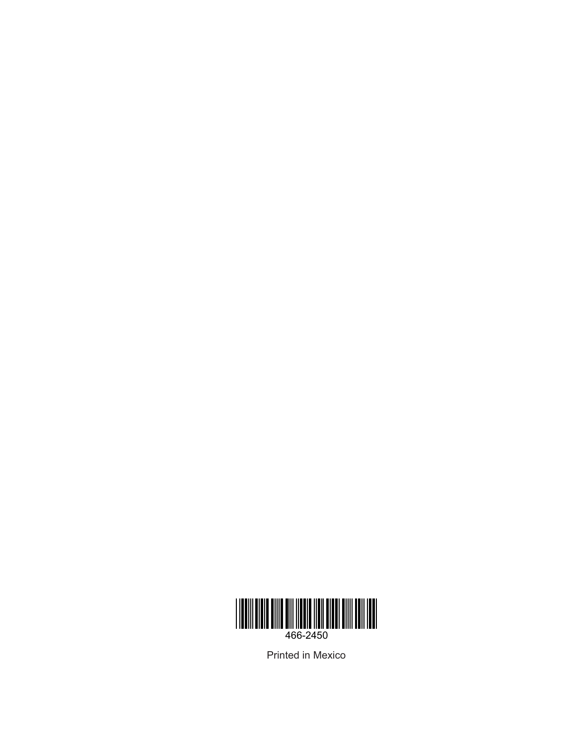466-2450

Printed in Mexico